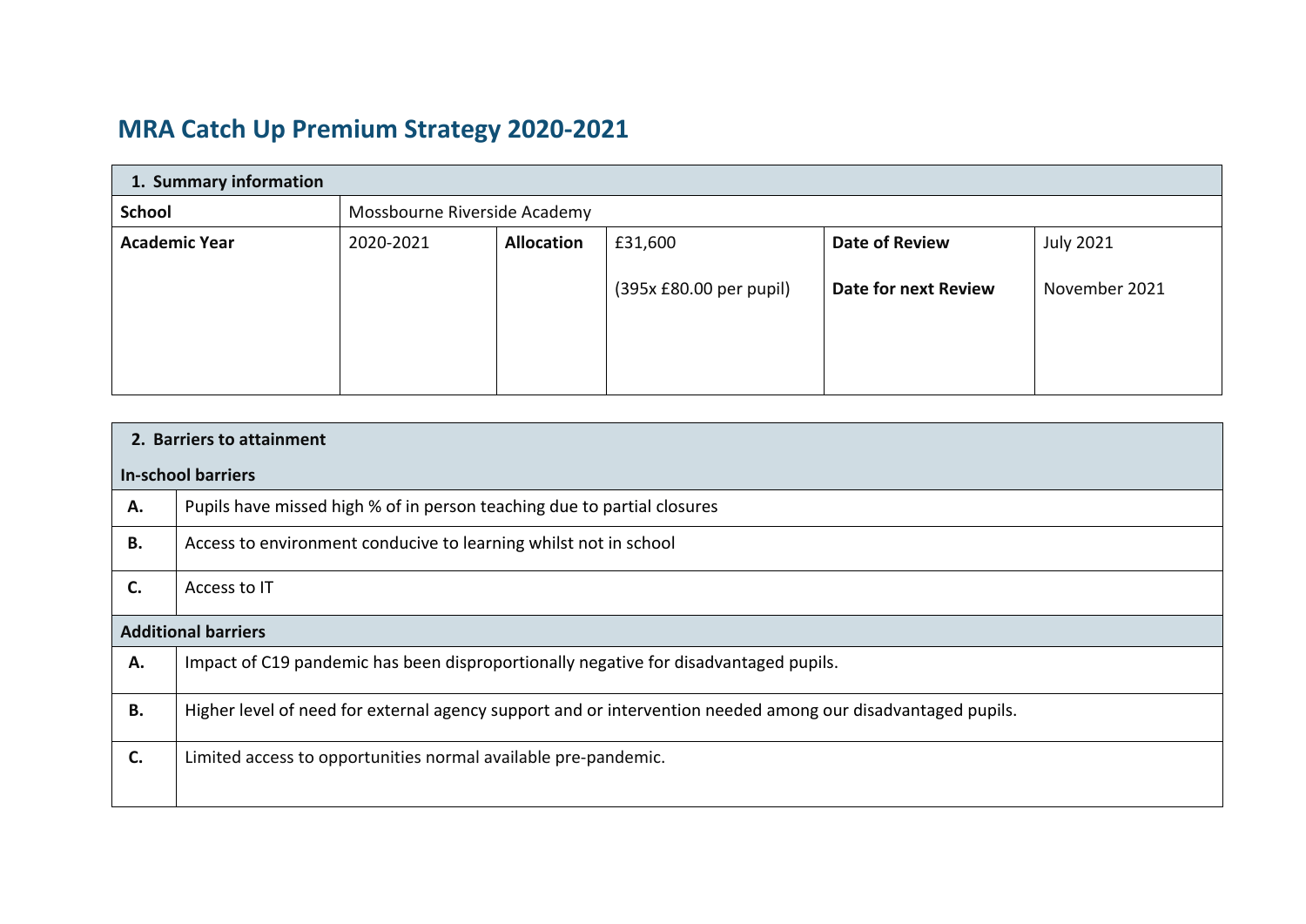# MRA Catch Up Premium Strategy 2020-2021

| 1. Summary information | | | | | |
|---|---|---|---|---|---|
| **School** | Mossbourne Riverside Academy | | | | |
| **Academic Year** | 2020-2021 | **Allocation** | £31,600<br><br>(395x £80.00 per pupil) | **Date of Review**<br><br>**Date for next Review** | July 2021<br><br>November 2021 |

| 2. Barriers to attainment | |
|---|---|
| **In-school barriers** | |
| **A.** | Pupils have missed high % of in person teaching due to partial closures |
| **B.** | Access to environment conducive to learning whilst not in school |
| **C.** | Access to IT |
| **Additional barriers** | |
| **A.** | Impact of C19 pandemic has been disproportionally negative for disadvantaged pupils. |
| **B.** | Higher level of need for external agency support and or intervention needed among our disadvantaged pupils. |
| **C.** | Limited access to opportunities normal available pre-pandemic. |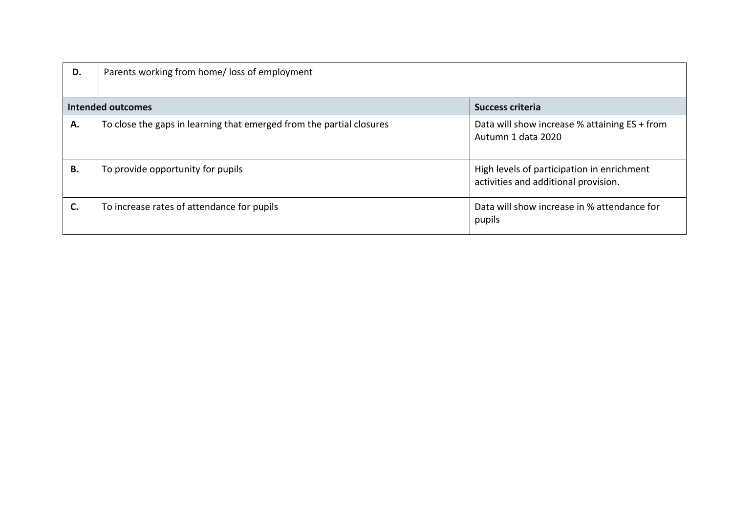| | | |
|---|---|---|
| **D.** | Parents working from home/ loss of employment | |
| **Intended outcomes** | | **Success criteria** |
| **A.** | To close the gaps in learning that emerged from the partial closures | Data will show increase % attaining ES + from Autumn 1 data 2020 |
| **B.** | To provide opportunity for pupils | High levels of participation in enrichment activities and additional provision. |
| **C.** | To increase rates of attendance for pupils | Data will show increase in % attendance for pupils |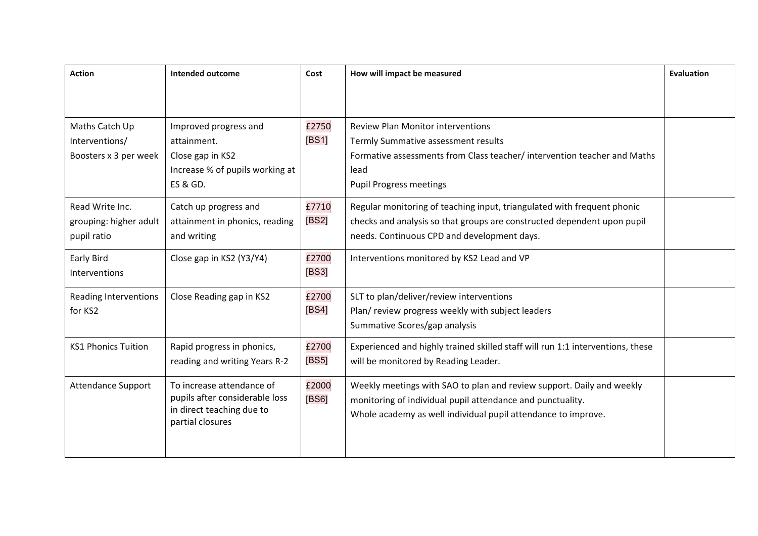| Action | Intended outcome | Cost | How will impact be measured | Evaluation |
| --- | --- | --- | --- | --- |
| Maths Catch Up Interventions/ Boosters x 3 per week | Improved progress and attainment.<br>Close gap in KS2<br>Increase % of pupils working at ES & GD. | £2750 [BS1] | Review Plan Monitor interventions<br>Termly Summative assessment results<br>Formative assessments from Class teacher/ intervention teacher and Maths lead<br>Pupil Progress meetings | |
| Read Write Inc. grouping: higher adult pupil ratio | Catch up progress and attainment in phonics, reading and writing | £7710 [BS2] | Regular monitoring of teaching input, triangulated with frequent phonic checks and analysis so that groups are constructed dependent upon pupil needs. Continuous CPD and development days. | |
| Early Bird Interventions | Close gap in KS2 (Y3/Y4) | £2700 [BS3] | Interventions monitored by KS2 Lead and VP | |
| Reading Interventions for KS2 | Close Reading gap in KS2 | £2700 [BS4] | SLT to plan/deliver/review interventions<br>Plan/ review progress weekly with subject leaders<br>Summative Scores/gap analysis | |
| KS1 Phonics Tuition | Rapid progress in phonics, reading and writing Years R-2 | £2700 [BS5] | Experienced and highly trained skilled staff will run 1:1 interventions, these will be monitored by Reading Leader. | |
| Attendance Support | To increase attendance of pupils after considerable loss in direct teaching due to partial closures | £2000 [BS6] | Weekly meetings with SAO to plan and review support. Daily and weekly monitoring of individual pupil attendance and punctuality.<br>Whole academy as well individual pupil attendance to improve. | |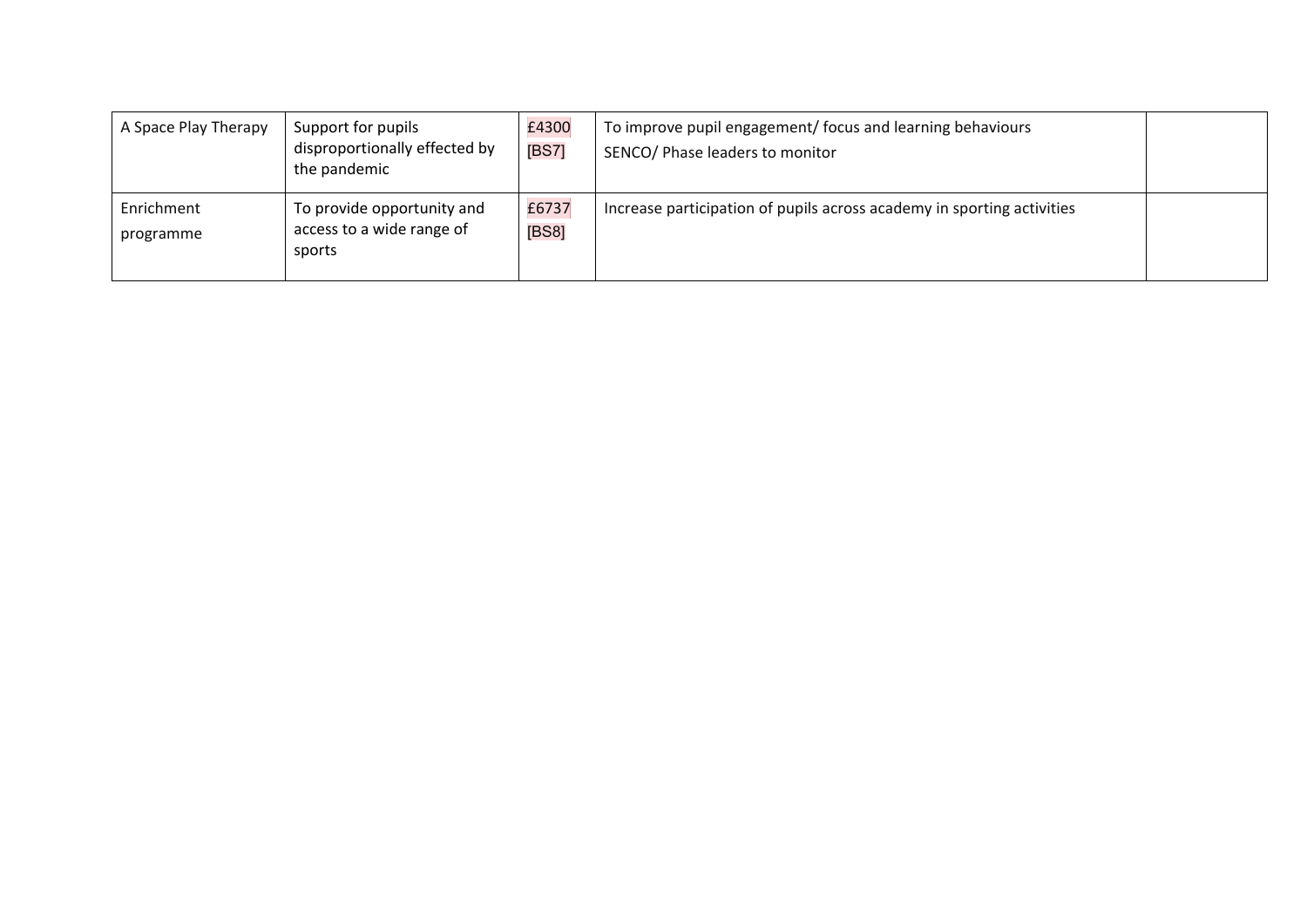| | | | | |
|---|---|---|---|---|
| A Space Play Therapy | Support for pupils disproportionally effected by the pandemic | £4300 [BS7] | To improve pupil engagement/ focus and learning behaviours<br>SENCO/ Phase leaders to monitor | |
| Enrichment programme | To provide opportunity and access to a wide range of sports | £6737 [BS8] | Increase participation of pupils across academy in sporting activities | |